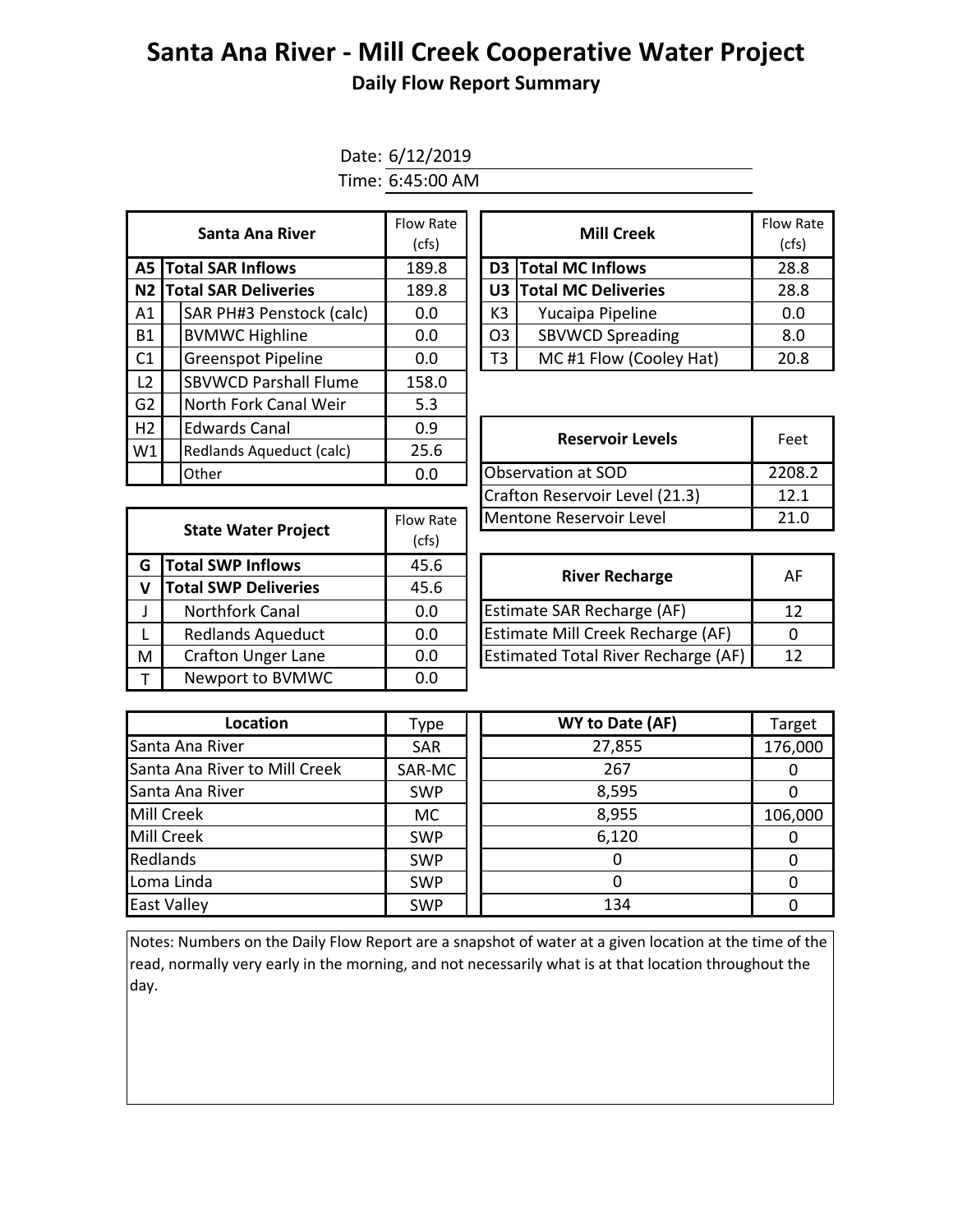# Santa Ana River - Mill Creek Cooperative Water Project

## Daily Flow Report Summary

Date: 6/12/2019

Time: 6:45:00 AM

| | Santa Ana River | Flow Rate (cfs) |
|---|---|---|
| A5 | **Total SAR Inflows** | 189.8 |
| N2 | **Total SAR Deliveries** | 189.8 |
| A1 | SAR PH#3 Penstock (calc) | 0.0 |
| B1 | BVMWC Highline | 0.0 |
| C1 | Greenspot Pipeline | 0.0 |
| L2 | SBVWCD Parshall Flume | 158.0 |
| G2 | North Fork Canal Weir | 5.3 |
| H2 | Edwards Canal | 0.9 |
| W1 | Redlands Aqueduct (calc) | 25.6 |
| | Other | 0.0 |

| | Mill Creek | Flow Rate (cfs) |
|---|---|---|
| D3 | **Total MC Inflows** | 28.8 |
| U3 | **Total MC Deliveries** | 28.8 |
| K3 | Yucaipa Pipeline | 0.0 |
| O3 | SBVWCD Spreading | 8.0 |
| T3 | MC #1 Flow (Cooley Hat) | 20.8 |

| Reservoir Levels | Feet |
|---|---|
| Observation at SOD | 2208.2 |
| Crafton Reservoir Level (21.3) | 12.1 |
| Mentone Reservoir Level | 21.0 |

| | State Water Project | Flow Rate (cfs) |
|---|---|---|
| G | **Total SWP Inflows** | 45.6 |
| V | **Total SWP Deliveries** | 45.6 |
| J | Northfork Canal | 0.0 |
| L | Redlands Aqueduct | 0.0 |
| M | Crafton Unger Lane | 0.0 |
| T | Newport to BVMWC | 0.0 |

| River Recharge | AF |
|---|---|
| Estimate SAR Recharge (AF) | 12 |
| Estimate Mill Creek Recharge (AF) | 0 |
| Estimated Total River Recharge (AF) | 12 |

| Location | Type | WY to Date (AF) | Target |
|---|---|---|---|
| Santa Ana River | SAR | 27,855 | 176,000 |
| Santa Ana River to Mill Creek | SAR-MC | 267 | 0 |
| Santa Ana River | SWP | 8,595 | 0 |
| Mill Creek | MC | 8,955 | 106,000 |
| Mill Creek | SWP | 6,120 | 0 |
| Redlands | SWP | 0 | 0 |
| Loma Linda | SWP | 0 | 0 |
| East Valley | SWP | 134 | 0 |

Notes: Numbers on the Daily Flow Report are a snapshot of water at a given location at the time of the read, normally very early in the morning, and not necessarily what is at that location throughout the day.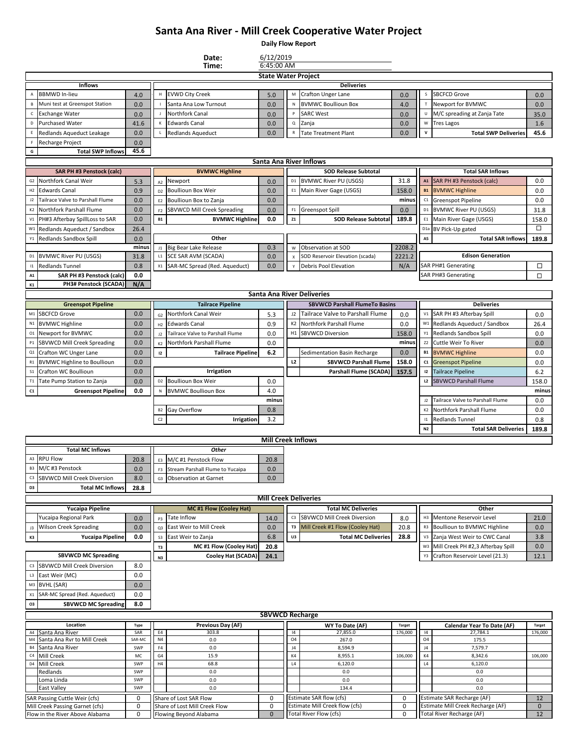# Santa Ana River - Mill Creek Cooperative Water Project

**Daily Flow Report**

**Date:** 6/12/2019
**Time:** 6:45:00 AM

## State Water Project

### Inflows

| | | |
|---|---|---|
| A | BBMWD In-lieu | 4.0 |
| B | Muni test at Greenspot Station | 0.0 |
| C | Exchange Water | 0.0 |
| D | Purchased Water | 41.6 |
| E | Redlands Aqueduct Leakage | 0.0 |
| F | Recharge Project | 0.0 |
| G | **Total SWP Inflows** | **45.6** |

### Deliveries

| | | | | | | | | |
|---|---|---|---|---|---|---|---|---|
| H | EVWD City Creek | 5.0 | M | Crafton Unger Lane | 0.0 | S | SBCFCD Grove | 0.0 |
| I | Santa Ana Low Turnout | 0.0 | N | BVMWC Boullioun Box | 4.0 | T | Newport for BVMWC | 0.0 |
| J | Northfork Canal | 0.0 | P | SARC West | 0.0 | U | M/C spreading at Zanja Tate | 35.0 |
| K | Edwards Canal | 0.0 | Q | Zanja | 0.0 | W | Tres Lagos | 1.6 |
| L | Redlands Aqueduct | 0.0 | R | Tate Treatment Plant | 0.0 | V | **Total SWP Deliveries** | **45.6** |

## Santa Ana River Inflows

### SAR PH #3 Penstock (calc)

| | | |
|---|---|---|
| G2 | Northfork Canal Weir | 5.3 |
| H2 | Edwards Canal | 0.9 |
| J2 | Tailrace Valve to Parshall Flume | 0.0 |
| K2 | Northfork Parshall Flume | 0.0 |
| V1 | PH#3 Afterbay SpillLoss to SAR | 0.0 |
| W1 | Redlands Aqueduct / Sandbox | 26.4 |
| Y1 | Redlands Sandbox Spill | 0.0 |
| | | minus |
| D1 | BVMWC River PU (USGS) | 31.8 |
| I1 | Redlands Tunnel | 0.8 |
| A1 | **SAR PH #3 Penstock (calc)** | **0.0** |
| K1 | **PH3# Penstock (SCADA)** | **N/A** |

### BVMWC Highline

| | | |
|---|---|---|
| A2 | Newport | 0.0 |
| D2 | Boullioun Box Weir | 0.0 |
| E2 | Boullioun Box to Zanja | 0.0 |
| F2 | SBVWCD Mill Creek Spreading | 0.0 |
| B1 | **BVMWC Highline** | **0.0** |

### Other

| | | |
|---|---|---|
| J1 | Big Bear Lake Release | 0.3 |
| L1 | SCE SAR AVM (SCADA) | 0.0 |
| X1 | SAR-MC Spread (Red. Aqueduct) | 0.0 |

### SOD Release Subtotal

| | | |
|---|---|---|
| D1 | BVMWC River PU (USGS) | 31.8 |
| E1 | Main River Gage (USGS) | 158.0 |
| | | minus |
| F1 | Greenspot Spill | 0.0 |
| Z1 | **SOD Release Subtotal** | **189.8** |
| W | Observation at SOD | 2208.2 |
| X | SOD Reservoir Elevation (scada) | 2221.2 |
| Y | Debris Pool Elevation | N/A |

### Total SAR Inflows

| | | |
|---|---|---|
| A1 | SAR PH #3 Penstock (calc) | 0.0 |
| B1 | BVMWC Highline | 0.0 |
| C1 | Greenspot Pipeline | 0.0 |
| D1 | BVMWC River PU (USGS) | 31.8 |
| E1 | Main River Gage (USGS) | 158.0 |
| D1a | BV Pick-Up gated | ☐ |
| A5 | **Total SAR Inflows** | **189.8** |

### Edison Generation

| | |
|---|---|
| SAR PH#1 Generating | ☐ |
| SAR PH#3 Generating | ☐ |

## Santa Ana River Deliveries

### Greenspot Pipeline

| | | |
|---|---|---|
| M1 | SBCFCD Grove | 0.0 |
| N1 | BVMWC Highline | 0.0 |
| O1 | Newport for BVMWC | 0.0 |
| P1 | SBVWCD Mill Creek Spreading | 0.0 |
| Q1 | Crafton WC Unger Lane | 0.0 |
| R1 | BVMWC Highline to Boullioun | 0.0 |
| S1 | Crafton WC Boullioun | 0.0 |
| T1 | Tate Pump Station to Zanja | 0.0 |
| C1 | **Greenspot Pipeline** | **0.0** |

### Tailrace Pipeline

| | | |
|---|---|---|
| G2 | Northfork Canal Weir | 5.3 |
| H2 | Edwards Canal | 0.9 |
| J2 | Tailrace Valve to Parshall Flume | 0.0 |
| K2 | Northfork Parshall Flume | 0.0 |
| I2 | **Tailrace Pipeline** | **6.2** |

### Irrigation

| | | |
|---|---|---|
| D2 | Boullioun Box Weir | 0.0 |
| N | BVMWC Boullioun Box | 4.0 |
| | | minus |
| B2 | Gay Overflow | 0.8 |
| C2 | **Irrigation** | 3.2 |

### SBVWCD Parshall FlumeTo Basins

| | | |
|---|---|---|
| J2 | Tailrace Valve to Parshall Flume | 0.0 |
| K2 | Northfork Parshall Flume | 0.0 |
| H1 | SBVWCD Diversion | 158.0 |
| | | minus |
| | Sedimentation Basin Recharge | 0.0 |
| L2 | **SBVWCD Parshall Flume** | **158.0** |
| | **Parshall Flume (SCADA)** | **157.5** |

### Deliveries

| | | |
|---|---|---|
| V1 | SAR PH #3 Afterbay Spill | 0.0 |
| W1 | Redlands Aqueduct / Sandbox | 26.4 |
| Y1 | Redlands Sandbox Spill | 0.0 |
| Z2 | Cuttle Weir To River | 0.0 |
| B1 | BVMWC Highline | 0.0 |
| C1 | Greenspot Pipeline | 0.0 |
| I2 | Tailrace Pipeline | 6.2 |
| L2 | SBVWCD Parshall Flume | 158.0 |
| | | minus |
| J2 | Tailrace Valve to Parshall Flume | 0.0 |
| K2 | Northfork Parshall Flume | 0.0 |
| I1 | Redlands Tunnel | 0.8 |
| N2 | **Total SAR Deliveries** | **189.8** |

## Mill Creek Inflows

### Total MC Inflows

| | | |
|---|---|---|
| A3 | RPU Flow | 20.8 |
| B3 | M/C #3 Penstock | 0.0 |
| C3 | SBVWCD Mill Creek Diversion | 8.0 |
| D3 | **Total MC Inflows** | **28.8** |

### *Other*

| | | |
|---|---|---|
| E3 | M/C #1 Penstock Flow | 20.8 |
| F3 | Stream Parshall Flume to Yucaipa | 0.0 |
| G3 | Observation at Garnet | 0.0 |

## Mill Creek Deliveries

### Yucaipa Pipeline

| | | |
|---|---|---|
| | Yucaipa Regional Park | 0.0 |
| J3 | Wilson Creek Spreading | 0.0 |
| K3 | **Yucaipa Pipeline** | **0.0** |

### SBVWCD MC Spreading

| | | |
|---|---|---|
| C3 | SBVWCD Mill Creek Diversion | 8.0 |
| L3 | East Weir (MC) | 0.0 |
| M3 | BVHL (SAR) | 0.0 |
| X1 | SAR-MC Spread (Red. Aqueduct) | 0.0 |
| O3 | **SBVWCD MC Spreading** | **8.0** |

### MC #1 Flow (Cooley Hat)

| | | |
|---|---|---|
| P3 | Tate Inflow | 14.0 |
| Q3 | East Weir to Mill Creek | 0.0 |
| S3 | East Weir to Zanja | 6.8 |
| T3 | **MC #1 Flow (Cooley Hat)** | **20.8** |
| N3 | **Cooley Hat (SCADA)** | **24.1** |

### Total MC Deliveries

| | | |
|---|---|---|
| C3 | SBVWCD Mill Creek Diversion | 8.0 |
| T3 | Mill Creek #1 Flow (Cooley Hat) | 20.8 |
| U3 | **Total MC Deliveries** | **28.8** |

### Other

| | | |
|---|---|---|
| H3 | Mentone Reservoir Level | 21.0 |
| R3 | Boullioun to BVMWC Highline | 0.0 |
| V3 | Zanja West Weir to CWC Canal | 3.8 |
| W3 | Mill Creek PH #2,3 Afterbay Spill | 0.0 |
| Y3 | Crafton Reservoir Level (21.3) | 12.1 |

## SBVWCD Recharge

| | Location | Type | | Previous Day (AF) | | WY To Date (AF) | Target | | Calendar Year To Date (AF) | Target |
|---|---|---|---|---|---|---|---|---|---|---|
| A4 | Santa Ana River | SAR | E4 | 303.8 | I4 | 27,855.0 | 176,000 | I4 | 27,784.1 | 176,000 |
| M4 | Santa Ana Rvr to Mill Creek | SAR-MC | N4 | 0.0 | O4 | 267.0 | | O4 | 175.5 | |
| B4 | Santa Ana River | SWP | F4 | 0.0 | J4 | 8,594.9 | | J4 | 7,579.7 | |
| C4 | Mill Creek | MC | G4 | 15.9 | K4 | 8,955.1 | 106,000 | K4 | 8,342.6 | 106,000 |
| D4 | Mill Creek | SWP | H4 | 68.8 | L4 | 6,120.0 | | L4 | 6,120.0 | |
| | Redlands | SWP | | 0.0 | | 0.0 | | | 0.0 | |
| | Loma Linda | SWP | | 0.0 | | 0.0 | | | 0.0 | |
| | East Valley | SWP | | 0.0 | | 134.4 | | | 0.0 | |

| | | | | | | | |
|---|---|---|---|---|---|---|---|
| SAR Passing Cuttle Weir (cfs) | 0 | Share of Lost SAR Flow | 0 | Estimate SAR flow (cfs) | 0 | Estimate SAR Recharge (AF) | 12 |
| Mill Creek Passing Garnet (cfs) | 0 | Share of Lost Mill Creek Flow | 0 | Estimate Mill Creek flow (cfs) | 0 | Estimate Mill Creek Recharge (AF) | 0 |
| Flow in the River Above Alabama | 0 | Flowing Beyond Alabama | 0 | Total River Flow (cfs) | 0 | Total River Recharge (AF) | 12 |